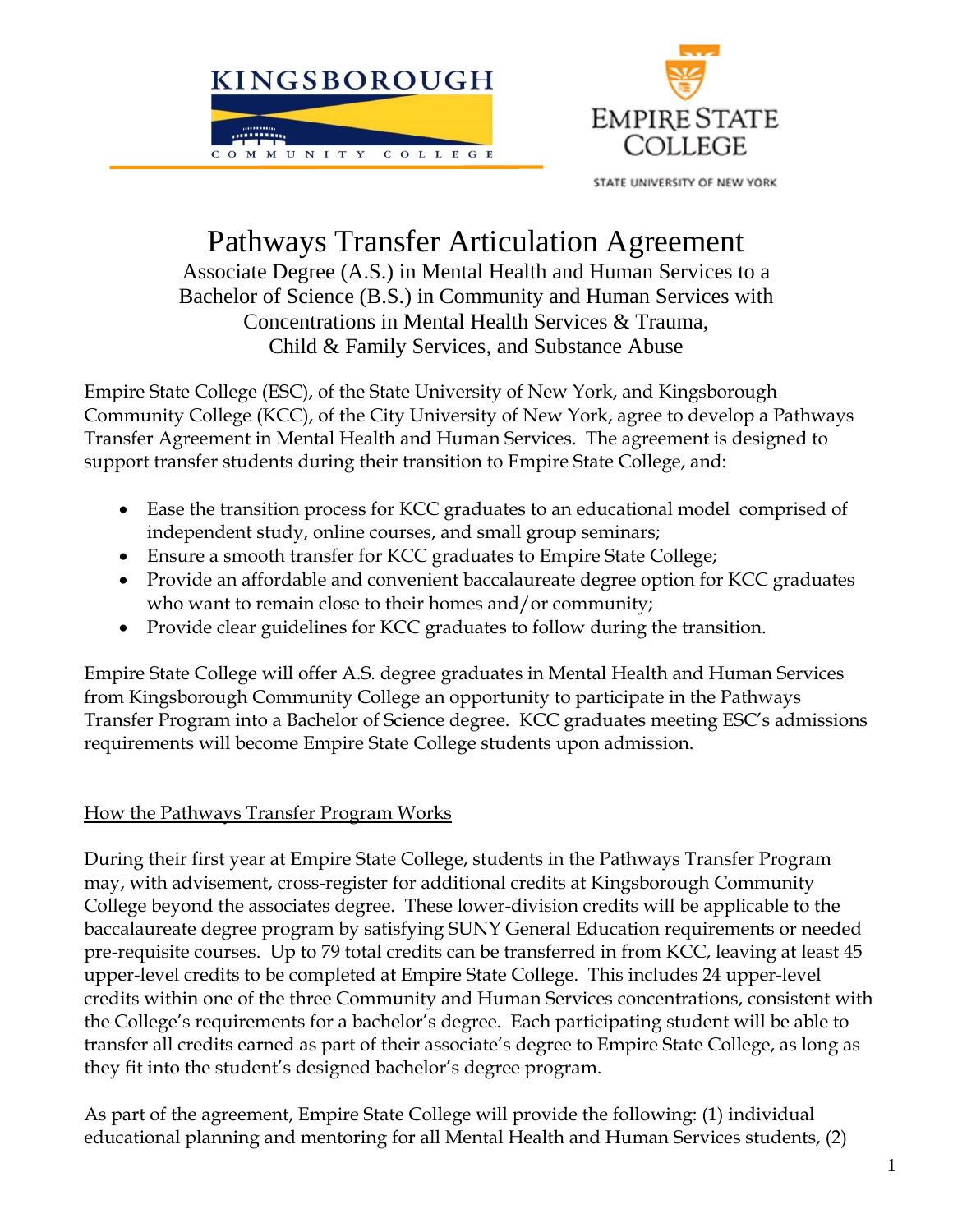# Pathways Transfer Articulation Agreement

Associate Degree (A.S.) in Mental Health and Human Services to a Bachelor of Science (B.S.) in Community and Human Services with Concentrations in Mental Health Services & Trauma, Child & Family Services, and Substance Abuse

Empire State College (ESC), of the State University of New York, and Kingsborough Community College (KCC), of the City University of New York, agree to develop a Pathways Transfer Agreement in Mental Health and Human Services. The agreement is designed to support transfer students during their transition to Empire State College, and:

- Ease the transition process for KCC graduates to an educational model comprised of independent study, online courses, and small group seminars;
- Ensure a smooth transfer for KCC graduates to Empire State College;
- Provide an affordable and convenient baccalaureate degree option for KCC graduates who want to remain close to their homes and/or community;
- Provide clear guidelines for KCC graduates to follow during the transition.

Empire State College will offer A.S. degree graduates in Mental Health and Human Services from Kingsborough Community College an opportunity to participate in the Pathways Transfer Program into a Bachelor of Science degree. KCC graduates meeting ESC's admissions requirements will become Empire State College students upon admission.

## How the Pathways Transfer Program Works

During their first year at Empire State College, students in the Pathways Transfer Program may, with advisement, cross-register for additional credits at Kingsborough Community College beyond the associates degree. These lower-division credits will be applicable to the baccalaureate degree program by satisfying SUNY General Education requirements or needed pre-requisite courses. Up to 79 total credits can be transferred in from KCC, leaving at least 45 upper-level credits to be completed at Empire State College. This includes 24 upper-level credits within one of the three Community and Human Services concentrations, consistent with the College's requirements for a bachelor's degree. Each participating student will be able to transfer all credits earned as part of their associate's degree to Empire State College, as long as they fit into the student's designed bachelor's degree program.

As part of the agreement, Empire State College will provide the following: (1) individual educational planning and mentoring for all Mental Health and Human Services students, (2)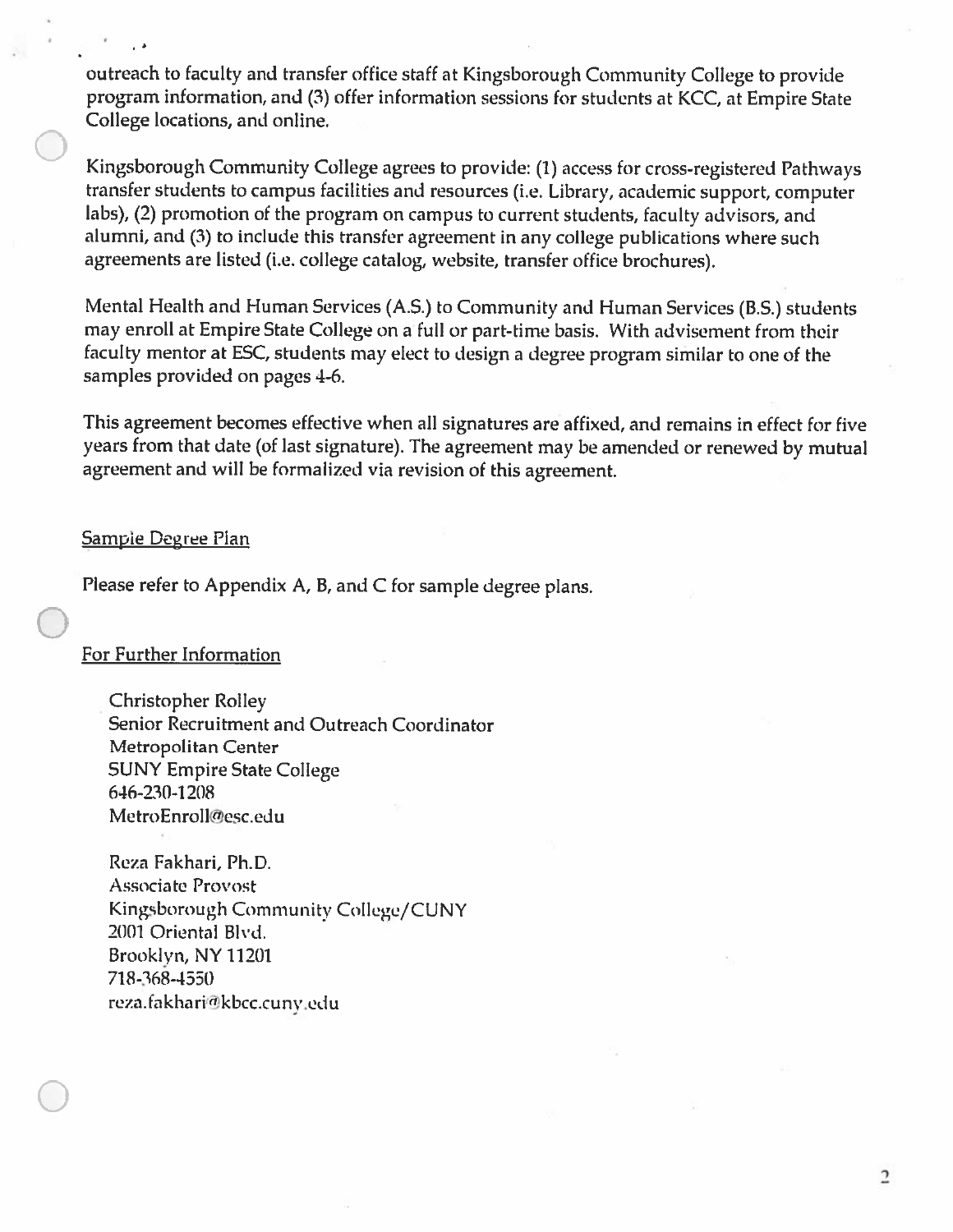outreach to faculty and transfer office staff at Kingsborough Community College to provide program information, and (3) offer information sessions for students at KCC, at Empire State College locations, and online.

Kingsborough Community College agrees to provide: (1) access for cross-registered Pathways transfer students to campus facilities and resources (i.e. Library, academic support, computer labs), (2) promotion of the program on campus to current students, faculty advisors, and alumni, and (3) to include this transfer agreement in any college publications where such agreements are listed (i.e. college catalog, website, transfer office brochures).

Mental Health and Human Services (A.S.) to Community and Human Services (B.S.) students may enroll at Empire State College on a full or part-time basis. With advisement from their faculty mentor at ESC, students may elect to design a degree program similar to one of the samples provided on pages 4-6.

This agreement becomes effective when all signatures are affixed, and remains in effect for five years from that date (of last signature). The agreement may be amended or renewed by mutual agreement and will be formalized via revision of this agreement.

## Sample Degree Plan

Please refer to Appendix A, B, and C for sample degree plans.

## For Further Information

Christopher Rolley
Senior Recruitment and Outreach Coordinator
Metropolitan Center
SUNY Empire State College
646-230-1208
MetroEnroll@esc.edu

Reza Fakhari, Ph.D.
Associate Provost
Kingsborough Community College/CUNY
2001 Oriental Blvd.
Brooklyn, NY 11201
718-368-4550
reza.fakhari@kbcc.cuny.edu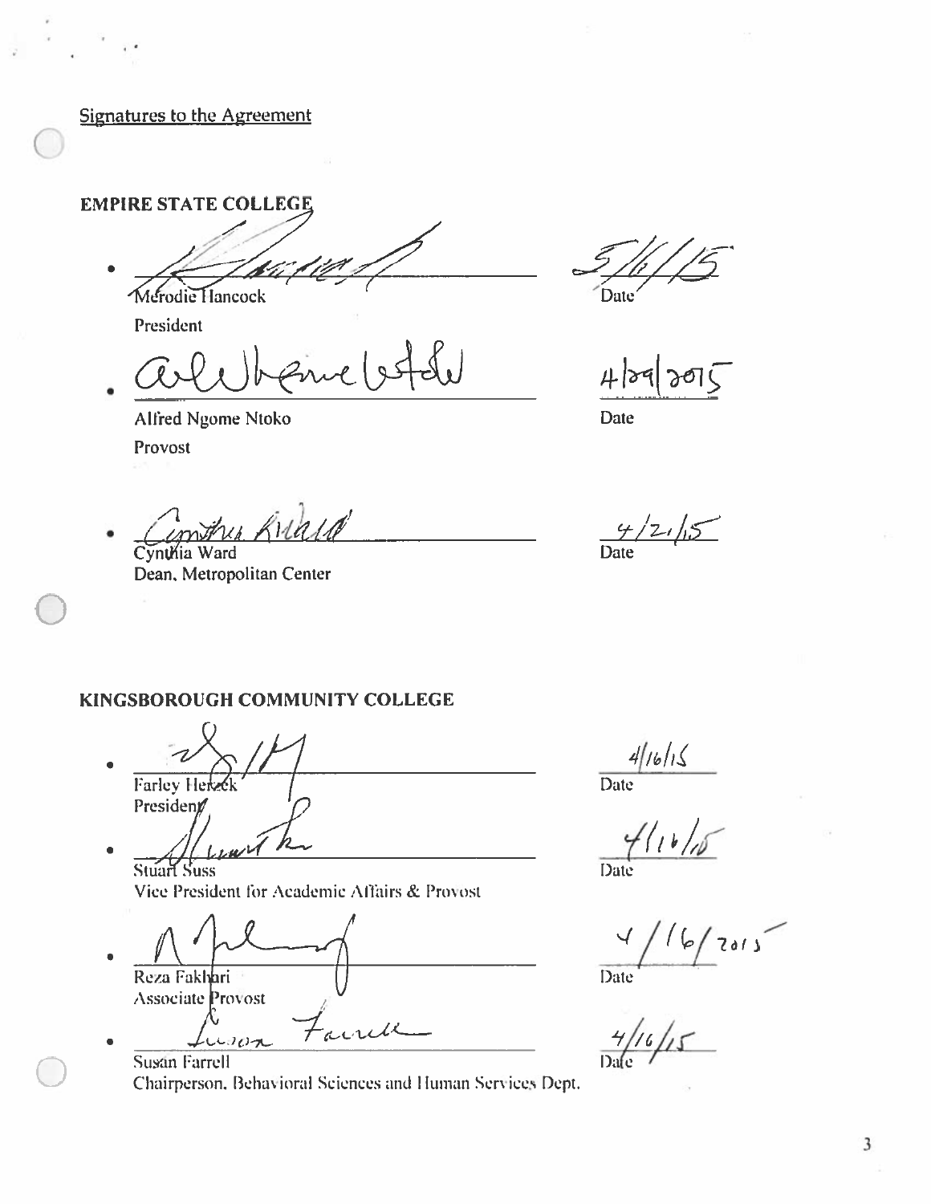Signatures to the Agreement

**EMPIRE STATE COLLEGE**

- ______________________ 5/1/15
  Merodie Hancock                                                    Date
  President

- ______________________ 4/29/2015
  Alfred Ngome Ntoko                                                  Date
  Provost

- ______________________ 4/21/15
  Cynthia Ward                                                         Date
  Dean, Metropolitan Center

**KINGSBOROUGH COMMUNITY COLLEGE**

- ______________________ 4/16/15
  Farley Herzek                                                        Date
  President

- ______________________ 4/16/15
  Stuart Suss                                                           Date
  Vice President for Academic Affairs & Provost

- ______________________ 4/16/2015
  Reza Fakhari                                                          Date
  Associate Provost

- ______________________ 4/16/15
  Susan Farrell                                                         Date
  Chairperson, Behavioral Sciences and Human Services Dept.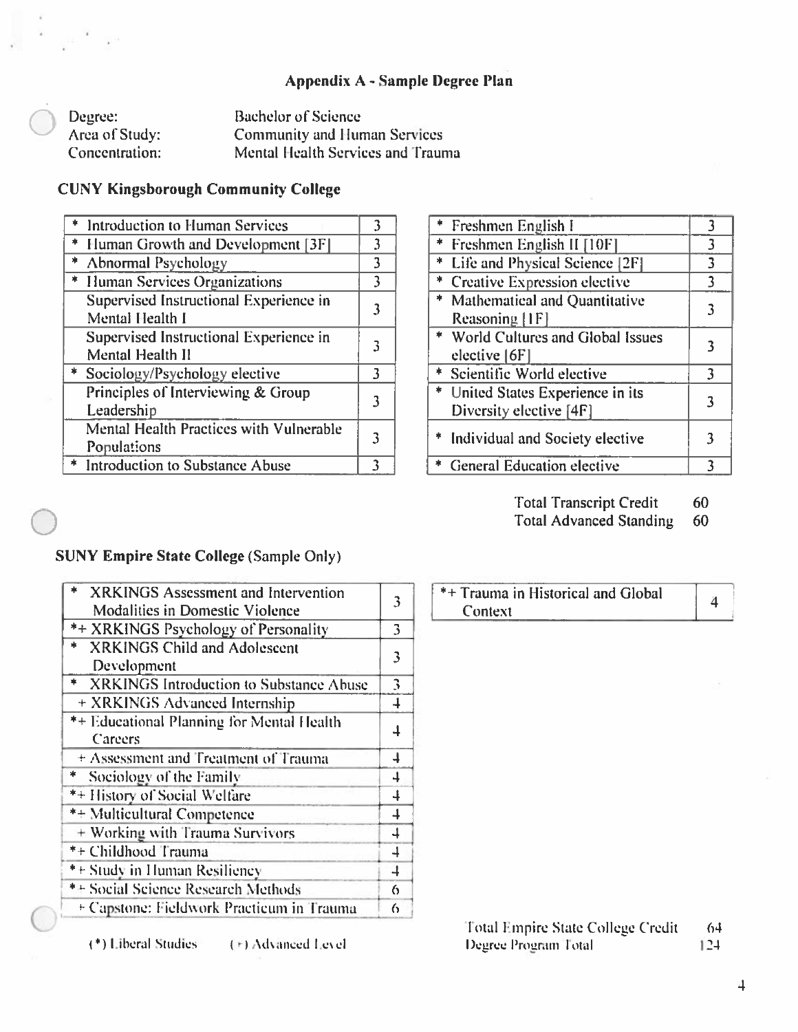## Appendix A - Sample Degree Plan

Degree: Bachelor of Science
Area of Study: Community and Human Services
Concentration: Mental Health Services and Trauma

### CUNY Kingsborough Community College

| Course | Credits |
|---|---|
| * Introduction to Human Services | 3 |
| * Human Growth and Development [3F] | 3 |
| * Abnormal Psychology | 3 |
| * Human Services Organizations | 3 |
| Supervised Instructional Experience in Mental Health I | 3 |
| Supervised Instructional Experience in Mental Health II | 3 |
| * Sociology/Psychology elective | 3 |
| Principles of Interviewing & Group Leadership | 3 |
| Mental Health Practices with Vulnerable Populations | 3 |
| * Introduction to Substance Abuse | 3 |

| Course | Credits |
|---|---|
| * Freshmen English I | 3 |
| * Freshmen English II [10F] | 3 |
| * Life and Physical Science [2F] | 3 |
| * Creative Expression elective | 3 |
| * Mathematical and Quantitative Reasoning [1F] | 3 |
| * World Cultures and Global Issues elective [6F] | 3 |
| * Scientific World elective | 3 |
| * United States Experience in its Diversity elective [4F] | 3 |
| * Individual and Society elective | 3 |
| * General Education elective | 3 |

Total Transcript Credit 60
Total Advanced Standing 60

### SUNY Empire State College (Sample Only)

| Course | Credits |
|---|---|
| * XRKINGS Assessment and Intervention Modalities in Domestic Violence | 3 |
| *+ XRKINGS Psychology of Personality | 3 |
| * XRKINGS Child and Adolescent Development | 3 |
| * XRKINGS Introduction to Substance Abuse | 3 |
| + XRKINGS Advanced Internship | 4 |
| *+ Educational Planning for Mental Health Careers | 4 |
| + Assessment and Treatment of Trauma | 4 |
| * Sociology of the Family | 4 |
| *+ History of Social Welfare | 4 |
| *+ Multicultural Competence | 4 |
| + Working with Trauma Survivors | 4 |
| *+ Childhood Trauma | 4 |
| *+ Study in Human Resiliency | 4 |
| *+ Social Science Research Methods | 6 |
| + Capstone: Fieldwork Practicum in Trauma | 6 |

| Course | Credits |
|---|---|
| *+ Trauma in Historical and Global Context | 4 |

(*) Liberal Studies (+) Advanced Level

Total Empire State College Credit 64
Degree Program Total 124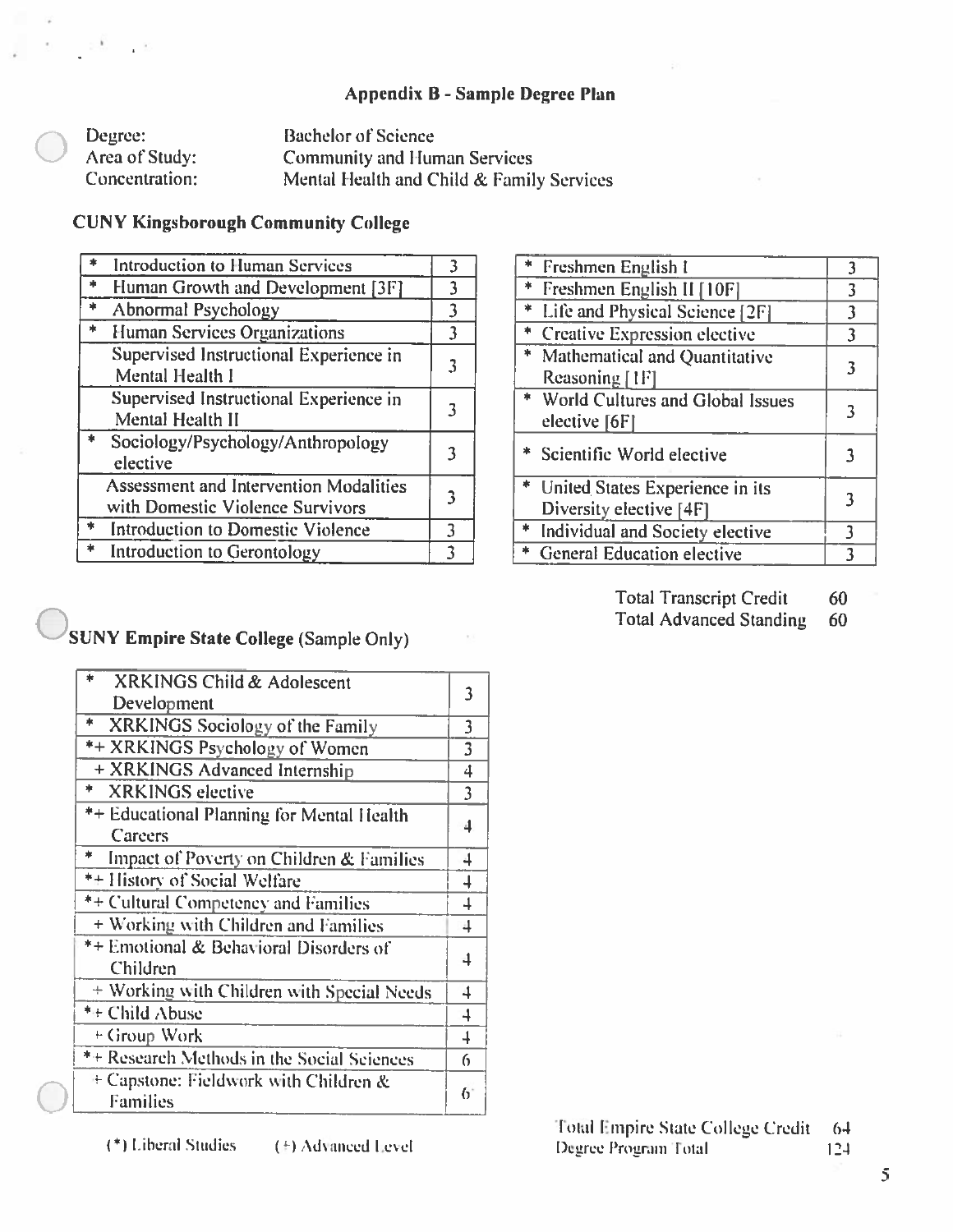## Appendix B - Sample Degree Plan

Degree: Bachelor of Science
Area of Study: Community and Human Services
Concentration: Mental Health and Child & Family Services

### CUNY Kingsborough Community College

| Course | Credits |
|---|---|
| * Introduction to Human Services | 3 |
| * Human Growth and Development [3F] | 3 |
| * Abnormal Psychology | 3 |
| * Human Services Organizations | 3 |
| Supervised Instructional Experience in Mental Health I | 3 |
| Supervised Instructional Experience in Mental Health II | 3 |
| * Sociology/Psychology/Anthropology elective | 3 |
| Assessment and Intervention Modalities with Domestic Violence Survivors | 3 |
| * Introduction to Domestic Violence | 3 |
| * Introduction to Gerontology | 3 |

| Course | Credits |
|---|---|
| * Freshmen English I | 3 |
| * Freshmen English II [10F] | 3 |
| * Life and Physical Science [2F] | 3 |
| * Creative Expression elective | 3 |
| * Mathematical and Quantitative Reasoning [1F] | 3 |
| * World Cultures and Global Issues elective [6F] | 3 |
| * Scientific World elective | 3 |
| * United States Experience in its Diversity elective [4F] | 3 |
| * Individual and Society elective | 3 |
| * General Education elective | 3 |

Total Transcript Credit 60
Total Advanced Standing 60

### SUNY Empire State College (Sample Only)

| Course | Credits |
|---|---|
| * XRKINGS Child & Adolescent Development | 3 |
| * XRKINGS Sociology of the Family | 3 |
| *+ XRKINGS Psychology of Women | 3 |
| + XRKINGS Advanced Internship | 4 |
| * XRKINGS elective | 3 |
| *+ Educational Planning for Mental Health Careers | 4 |
| * Impact of Poverty on Children & Families | 4 |
| *+ History of Social Welfare | 4 |
| *+ Cultural Competency and Families | 4 |
| + Working with Children and Families | 4 |
| *+ Emotional & Behavioral Disorders of Children | 4 |
| + Working with Children with Special Needs | 4 |
| *+ Child Abuse | 4 |
| + Group Work | 4 |
| *+ Research Methods in the Social Sciences | 6 |
| + Capstone: Fieldwork with Children & Families | 6 |

(*) Liberal Studies (+) Advanced Level

Total Empire State College Credit 64
Degree Program Total 124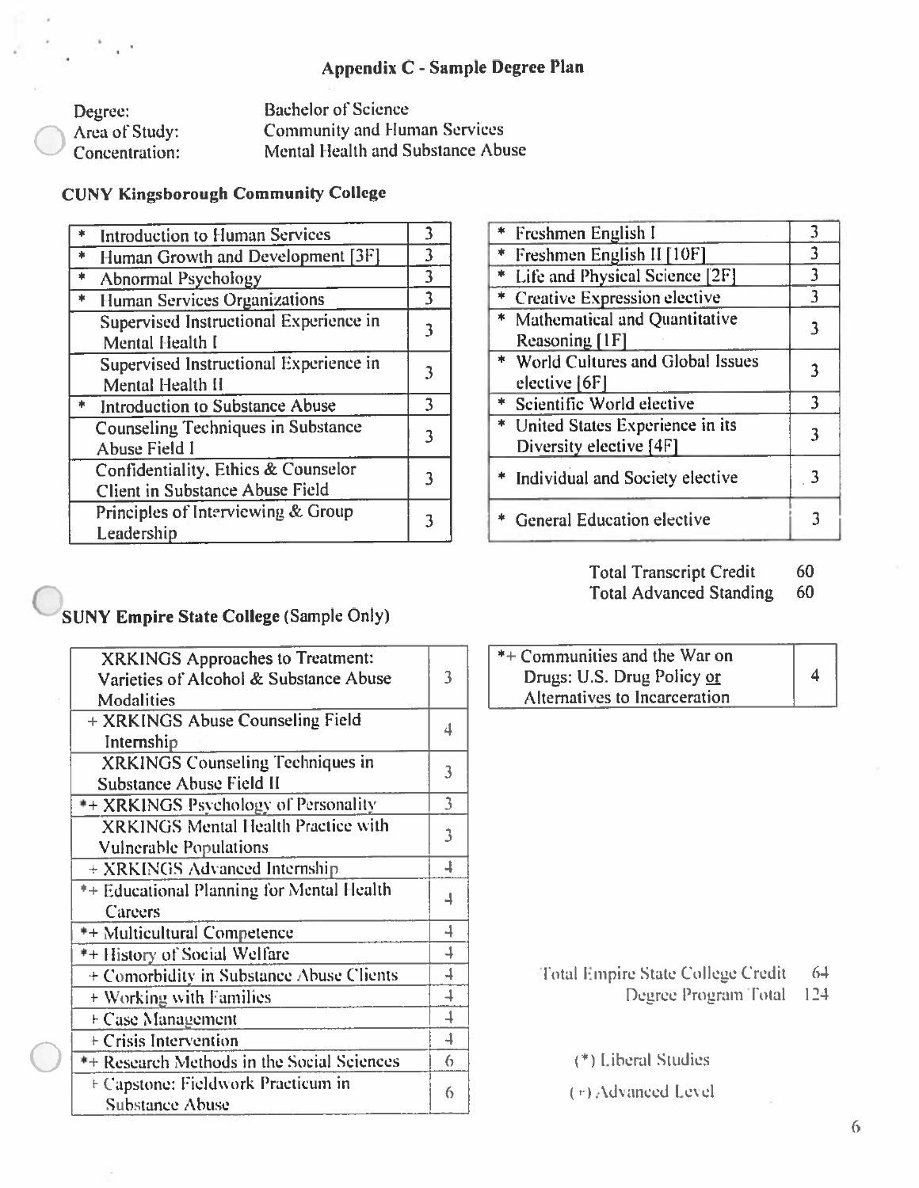## Appendix C - Sample Degree Plan

| | |
|---|---|
| Degree: | Bachelor of Science |
| Area of Study: | Community and Human Services |
| Concentration: | Mental Health and Substance Abuse |

### CUNY Kingsborough Community College

| Course | Credits |
|---|---|
| * Introduction to Human Services | 3 |
| * Human Growth and Development [3F] | 3 |
| * Abnormal Psychology | 3 |
| * Human Services Organizations | 3 |
| Supervised Instructional Experience in Mental Health I | 3 |
| Supervised Instructional Experience in Mental Health II | 3 |
| * Introduction to Substance Abuse | 3 |
| Counseling Techniques in Substance Abuse Field I | 3 |
| Confidentiality, Ethics & Counselor Client in Substance Abuse Field | 3 |
| Principles of Interviewing & Group Leadership | 3 |

| Course | Credits |
|---|---|
| * Freshmen English I | 3 |
| * Freshmen English II [10F] | 3 |
| * Life and Physical Science [2F] | 3 |
| * Creative Expression elective | 3 |
| * Mathematical and Quantitative Reasoning [1F] | 3 |
| * World Cultures and Global Issues elective [6F] | 3 |
| * Scientific World elective | 3 |
| * United States Experience in its Diversity elective [4F] | 3 |
| * Individual and Society elective | 3 |
| * General Education elective | 3 |

Total Transcript Credit 60
Total Advanced Standing 60

### SUNY Empire State College (Sample Only)

| Course | Credits |
|---|---|
| XRKINGS Approaches to Treatment: Varieties of Alcohol & Substance Abuse Modalities | 3 |
| + XRKINGS Abuse Counseling Field Internship | 4 |
| XRKINGS Counseling Techniques in Substance Abuse Field II | 3 |
| *+ XRKINGS Psychology of Personality | 3 |
| XRKINGS Mental Health Practice with Vulnerable Populations | 3 |
| + XRKINGS Advanced Internship | 4 |
| *+ Educational Planning for Mental Health Careers | 4 |
| *+ Multicultural Competence | 4 |
| *+ History of Social Welfare | 4 |
| + Comorbidity in Substance Abuse Clients | 4 |
| + Working with Families | 4 |
| + Case Management | 4 |
| + Crisis Intervention | 4 |
| *+ Research Methods in the Social Sciences | 6 |
| + Capstone: Fieldwork Practicum in Substance Abuse | 6 |

| Course | Credits |
|---|---|
| *+ Communities and the War on Drugs: U.S. Drug Policy or Alternatives to Incarceration | 4 |

Total Empire State College Credit 64
Degree Program Total 124

(*) Liberal Studies

(+) Advanced Level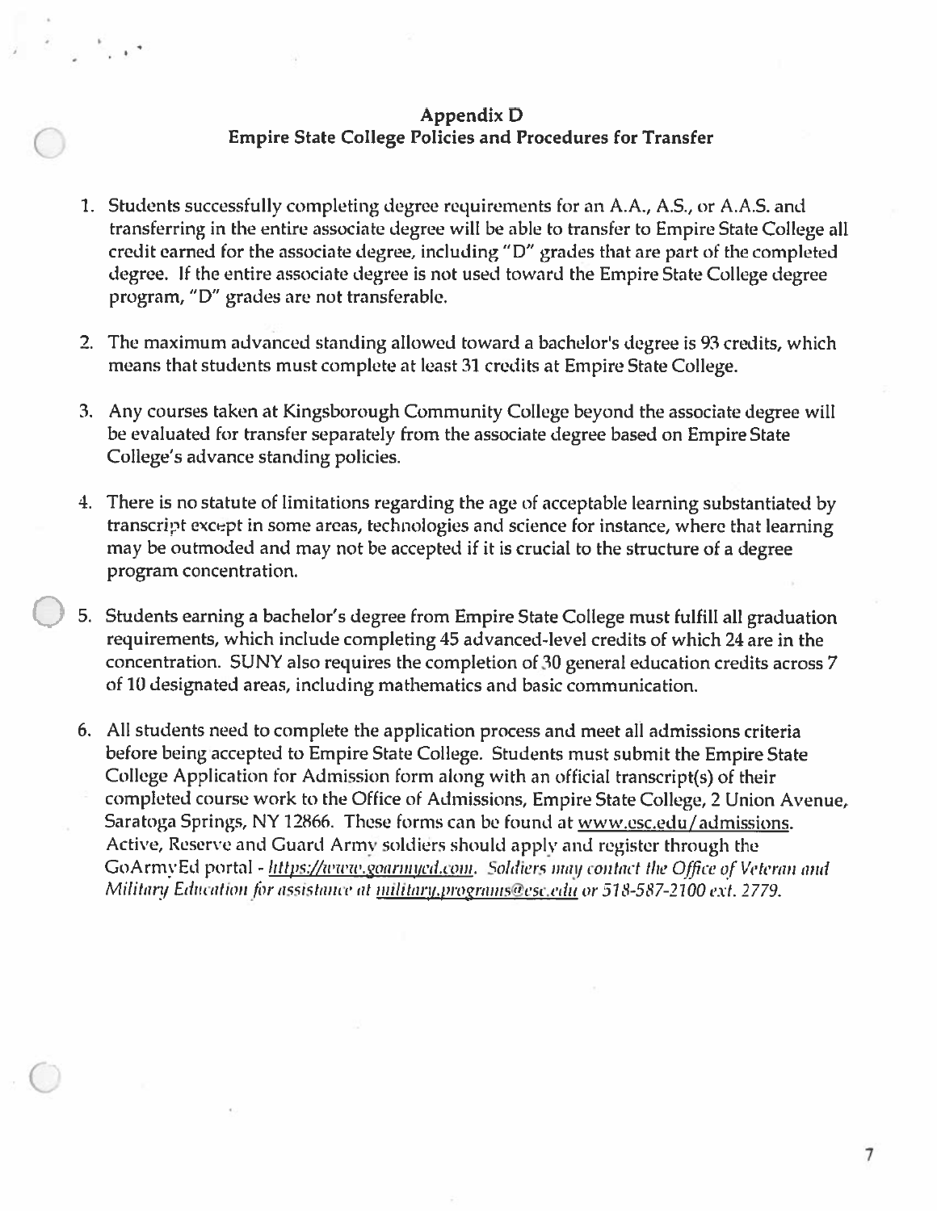## Appendix D
## Empire State College Policies and Procedures for Transfer

1. Students successfully completing degree requirements for an A.A., A.S., or A.A.S. and transferring in the entire associate degree will be able to transfer to Empire State College all credit earned for the associate degree, including "D" grades that are part of the completed degree. If the entire associate degree is not used toward the Empire State College degree program, "D" grades are not transferable.

2. The maximum advanced standing allowed toward a bachelor's degree is 93 credits, which means that students must complete at least 31 credits at Empire State College.

3. Any courses taken at Kingsborough Community College beyond the associate degree will be evaluated for transfer separately from the associate degree based on Empire State College's advance standing policies.

4. There is no statute of limitations regarding the age of acceptable learning substantiated by transcript except in some areas, technologies and science for instance, where that learning may be outmoded and may not be accepted if it is crucial to the structure of a degree program concentration.

5. Students earning a bachelor's degree from Empire State College must fulfill all graduation requirements, which include completing 45 advanced-level credits of which 24 are in the concentration. SUNY also requires the completion of 30 general education credits across 7 of 10 designated areas, including mathematics and basic communication.

6. All students need to complete the application process and meet all admissions criteria before being accepted to Empire State College. Students must submit the Empire State College Application for Admission form along with an official transcript(s) of their completed course work to the Office of Admissions, Empire State College, 2 Union Avenue, Saratoga Springs, NY 12866. These forms can be found at www.esc.edu/admissions. Active, Reserve and Guard Army soldiers should apply and register through the GoArmyEd portal - *https://www.goarmyed.com. Soldiers may contact the Office of Veteran and Military Education for assistance at military.programs@esc.edu or 518-587-2100 ext. 2779.*